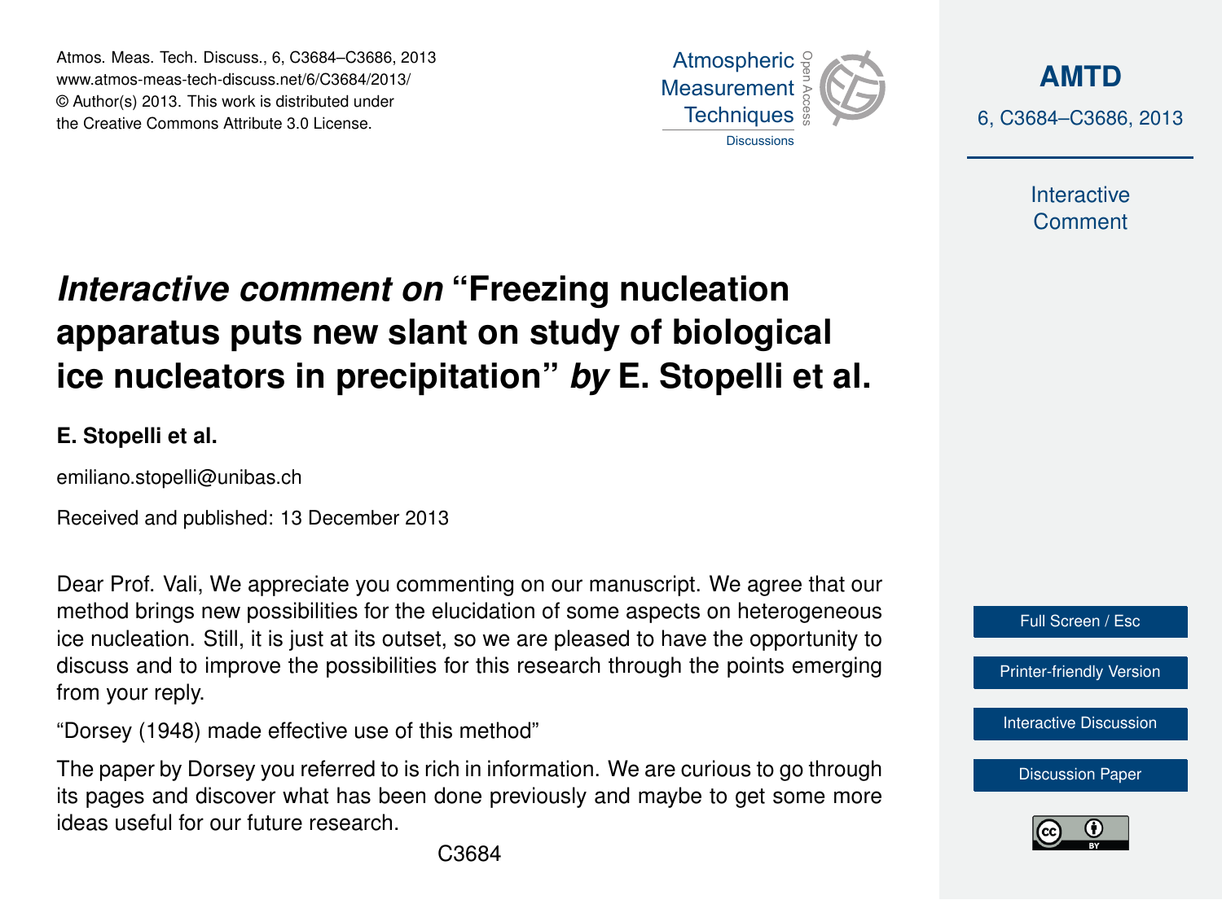# *Interactive comment on* "Freezing nucleation apparatus puts new slant on study of biological ice nucleators in precipitation" *by* E. Stopelli et al.

**E. Stopelli et al.**

emiliano.stopelli@unibas.ch

Received and published: 13 December 2013

Dear Prof. Vali, We appreciate you commenting on our manuscript. We agree that our method brings new possibilities for the elucidation of some aspects on heterogeneous ice nucleation. Still, it is just at its outset, so we are pleased to have the opportunity to discuss and to improve the possibilities for this research through the points emerging from your reply.

"Dorsey (1948) made effective use of this method"

The paper by Dorsey you referred to is rich in information. We are curious to go through its pages and discover what has been done previously and maybe to get some more ideas useful for our future research.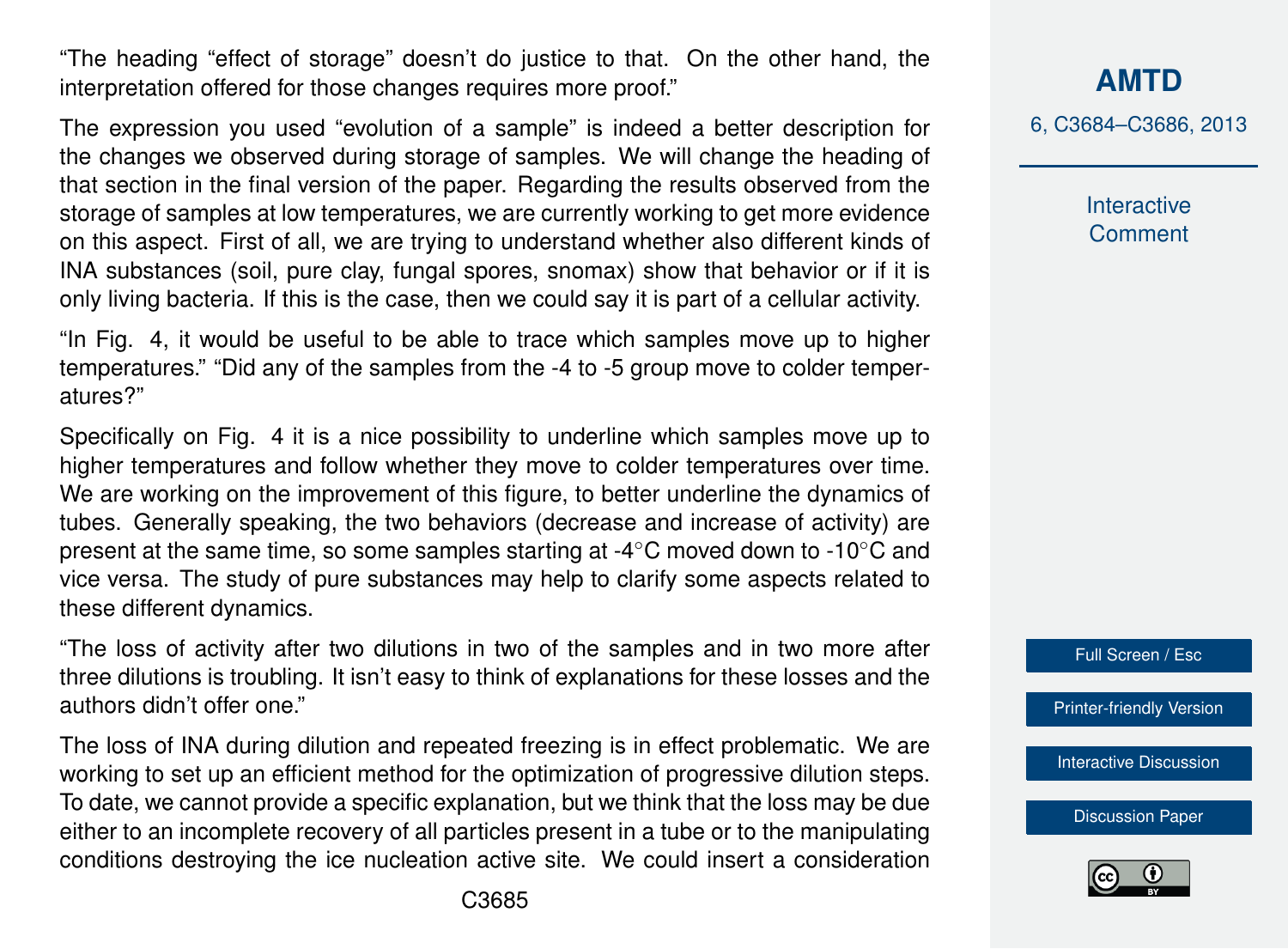"The heading "effect of storage" doesn't do justice to that. On the other hand, the interpretation offered for those changes requires more proof."

The expression you used "evolution of a sample" is indeed a better description for the changes we observed during storage of samples. We will change the heading of that section in the final version of the paper. Regarding the results observed from the storage of samples at low temperatures, we are currently working to get more evidence on this aspect. First of all, we are trying to understand whether also different kinds of INA substances (soil, pure clay, fungal spores, snomax) show that behavior or if it is only living bacteria. If this is the case, then we could say it is part of a cellular activity.

"In Fig. 4, it would be useful to be able to trace which samples move up to higher temperatures." "Did any of the samples from the -4 to -5 group move to colder temperatures?"

Specifically on Fig. 4 it is a nice possibility to underline which samples move up to higher temperatures and follow whether they move to colder temperatures over time. We are working on the improvement of this figure, to better underline the dynamics of tubes. Generally speaking, the two behaviors (decrease and increase of activity) are present at the same time, so some samples starting at -4°C moved down to -10°C and vice versa. The study of pure substances may help to clarify some aspects related to these different dynamics.

"The loss of activity after two dilutions in two of the samples and in two more after three dilutions is troubling. It isn't easy to think of explanations for these losses and the authors didn't offer one."

The loss of INA during dilution and repeated freezing is in effect problematic. We are working to set up an efficient method for the optimization of progressive dilution steps. To date, we cannot provide a specific explanation, but we think that the loss may be due either to an incomplete recovery of all particles present in a tube or to the manipulating conditions destroying the ice nucleation active site. We could insert a consideration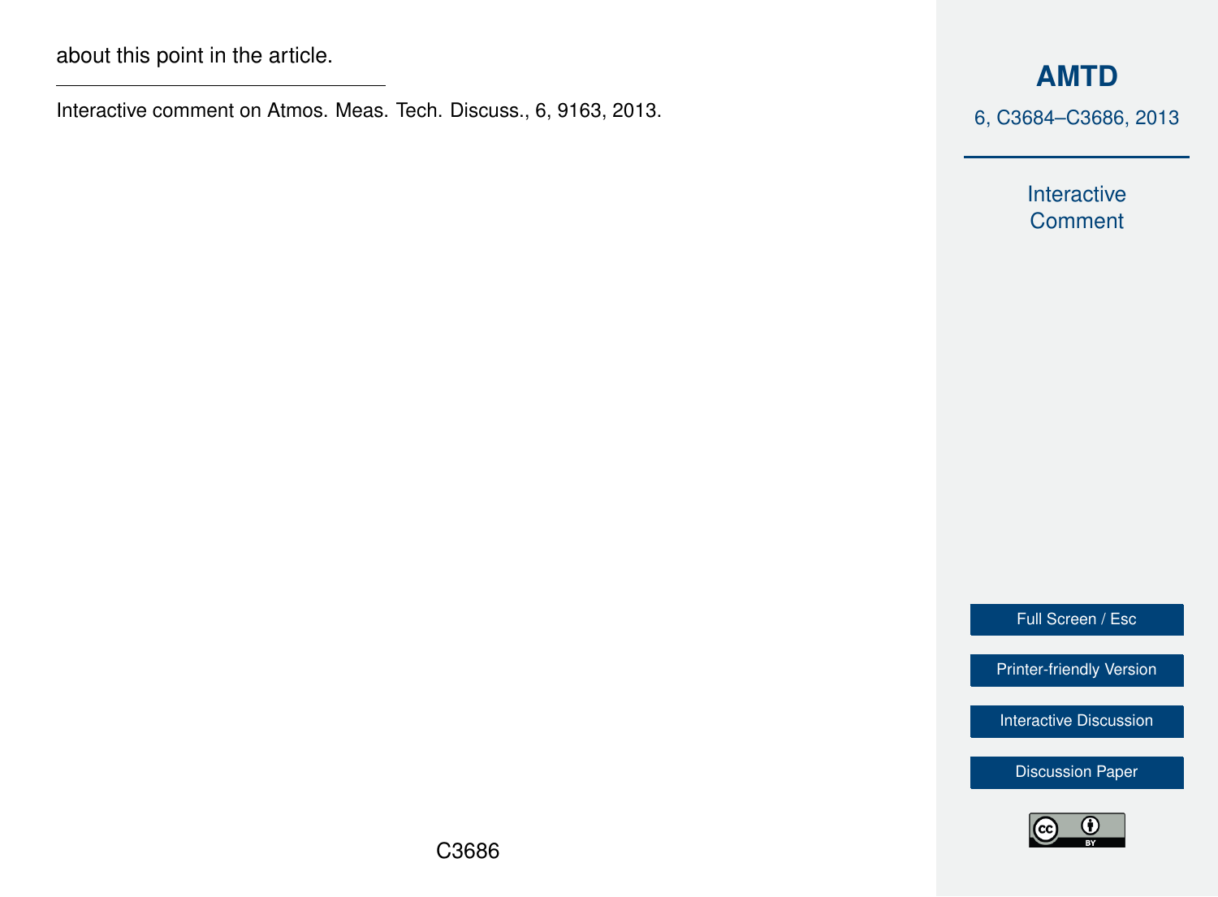about this point in the article.

---

Interactive comment on Atmos. Meas. Tech. Discuss., 6, 9163, 2013.